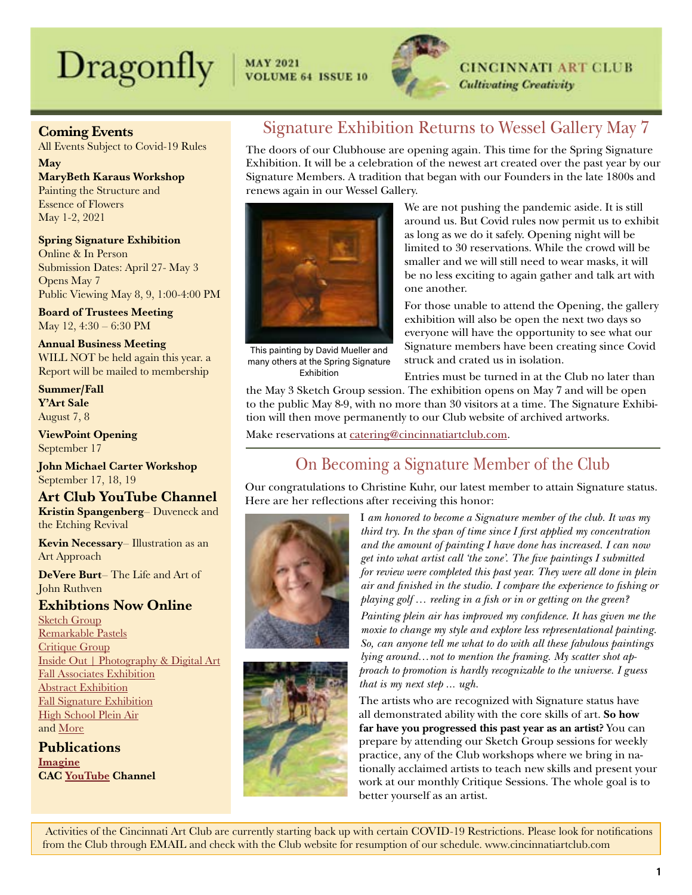# Dragonfly

**MAY 2021**
**VOLUME 64 ISSUE 10**

**CINCINNATI ART CLUB**
***Cultivating Creativity***

## Signature Exhibition Returns to Wessel Gallery May 7

The doors of our Clubhouse are opening again. This time for the Spring Signature Exhibition. It will be a celebration of the newest art created over the past year by our Signature Members. A tradition that began with our Founders in the late 1800s and renews again in our Wessel Gallery.

This painting by David Mueller and many others at the Spring Signature Exhibition

We are not pushing the pandemic aside. It is still around us. But Covid rules now permit us to exhibit as long as we do it safely. Opening night will be limited to 30 reservations. While the crowd will be smaller and we will still need to wear masks, it will be no less exciting to again gather and talk art with one another.

For those unable to attend the Opening, the gallery exhibition will also be open the next two days so everyone will have the opportunity to see what our Signature members have been creating since Covid struck and crated us in isolation.

Entries must be turned in at the Club no later than the May 3 Sketch Group session. The exhibition opens on May 7 and will be open to the public May 8-9, with no more than 30 visitors at a time. The Signature Exhibition will then move permanently to our Club website of archived artworks.

Make reservations at catering@cincinnatiartclub.com.

## On Becoming a Signature Member of the Club

Our congratulations to Christine Kuhr, our latest member to attain Signature status. Here are her reflections after receiving this honor:

I *am honored to become a Signature member of the club. It was my third try. In the span of time since I first applied my concentration and the amount of painting I have done has increased. I can now get into what artist call 'the zone'. The five paintings I submitted for review were completed this past year. They were all done in plein air and finished in the studio. I compare the experience to fishing or playing golf … reeling in a fish or in or getting on the green?*

*Painting plein air has improved my confidence. It has given me the moxie to change my style and explore less representational painting. So, can anyone tell me what to do with all these fabulous paintings lying around…not to mention the framing. My scatter shot approach to promotion is hardly recognizable to the universe. I guess that is my next step … ugh.*

The artists who are recognized with Signature status have all demonstrated ability with the core skills of art. **So how far have you progressed this past year as an artist?** You can prepare by attending our Sketch Group sessions for weekly practice, any of the Club workshops where we bring in nationally acclaimed artists to teach new skills and present your work at our monthly Critique Sessions. The whole goal is to better yourself as an artist.

## Coming Events

All Events Subject to Covid-19 Rules

**May**

**MaryBeth Karaus Workshop**
Painting the Structure and Essence of Flowers
May 1-2, 2021

**Spring Signature Exhibition**
Online & In Person
Submission Dates: April 27- May 3
Opens May 7
Public Viewing May 8, 9, 1:00-4:00 PM

**Board of Trustees Meeting**
May 12, 4:30 – 6:30 PM

**Annual Business Meeting**
WILL NOT be held again this year. a Report will be mailed to membership

**Summer/Fall**
**Y'Art Sale**
August 7, 8

**ViewPoint Opening**
September 17

**John Michael Carter Workshop**
September 17, 18, 19

### Art Club YouTube Channel

**Kristin Spangenberg**– Duveneck and the Etching Revival

**Kevin Necessary**– Illustration as an Art Approach

**DeVere Burt**– The Life and Art of John Ruthven

### Exhibtions Now Online

- Sketch Group
- Remarkable Pastels
- Critique Group
- Inside Out | Photography & Digital Art
- Fall Associates Exhibition
- Abstract Exhibition
- Fall Signature Exhibition
- High School Plein Air
- and More

### Publications

**Imagine**
**CAC YouTube Channel**

Activities of the Cincinnati Art Club are currently starting back up with certain COVID-19 Restrictions. Please look for notifications from the Club through EMAIL and check with the Club website for resumption of our schedule. www.cincinnatiartclub.com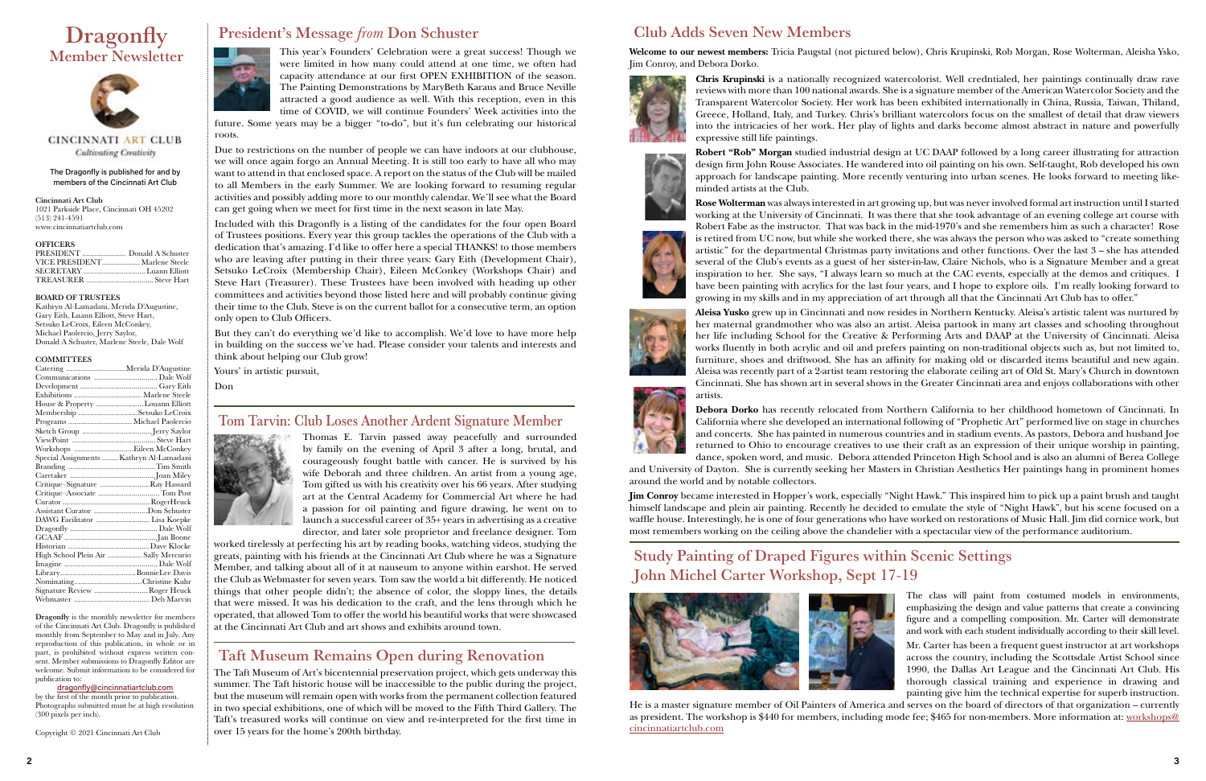# Dragonfly
## Member Newsletter

CINCINNATI ART CLUB
*Cultivating Creativity*

The Dragonfly is published for and by members of the Cincinnati Art Club

**Cincinnati Art Club**
1021 Parkside Place, Cincinnati OH 45202
(513) 241-4591
www.cincinnatiartclub.com

**OFFICERS**

PRESIDENT ...................... Donald A Schuster
VICE PRESIDENT.................. Marlene Steele
SECRETARY .............................. Luann Elliott
TREASURER ................................ Steve Hart

**BOARD OF TRUSTEES**

Kathryn Al-Lamadani, Merida D'Augustine, Gary Eith, Luann Elliott, Steve Hart, Setsuko LeCroix, Eileen McConkey, Michael Paolercio, Jerry Saylor, Donald A Schuster, Marlene Steele, Dale Wolf

**COMMITTEES**

Catering ............................Merida D'Augustine
Communications ............................... Dale Wolf
Development ...................................... Gary Eith
Exhibitions .................................. Marlene Steele
House & Property ........................Louann Elliott
Membership ............................Setsuko LeCroix
Programs ............................... Michael Paolercio
Sketch Group .................................Jerry Saylor
ViewPoint ........................................... Steve Hart
Workshops ............................Eileen McConkey
Special Assignments ........ Kathryn Al-Lamadani
Branding ...........................................Tim Smith
Caretaker ..........................................Joan Miley
Critique–Signature ..........................Ray Hassard
Critique–Associate .............................Tom Post
Curator ...........................................RogerHeuck
Assistant Curator ..........................Don Schuster
DAWG Facilitator ........................... Lisa Koepke
Dragonfly ...........................................Dale Wolf
GCAAF ..............................................Jan Boone
Historian .........................................Dave Klocke
High School Plein Air ................. Sally Mercurio
Imagine ..............................................Dale Wolf
Library..................................BonnieLee Davis
Nominating................................Christine Kuhr
Signature Review ...........................Roger Heuck
Webmaster .....................................Deb Marvin

**Dragonfly** is the monthly newsletter for members of the Cincinnati Art Club. Dragonfly is published monthly from September to May and in July. Any reproduction of this publication, in whole or in part, is prohibited without express written consent. Member submissions to Dragonfly Editor are welcome. Submit information to be considered for publication to:
dragonfly@cincinnatiartclub.com
by the first of the month prior to publication. Photographs submitted must be at high resolution (300 pixels per inch).

Copyright © 2021 Cincinnati Art Club

## President's Message *from* Don Schuster

This year's Founders' Celebration were a great success! Though we were limited in how many could attend at one time, we often had capacity attendance at our first OPEN EXHIBITION of the season. The Painting Demonstrations by MaryBeth Karaus and Bruce Neville attracted a good audience as well. With this reception, even in this time of COVID, we will continue Founders' Week activities into the future. Some years may be a bigger "to-do", but it's fun celebrating our historical roots.

Due to restrictions on the number of people we can have indoors at our clubhouse, we will once again forgo an Annual Meeting. It is still too early to have all who may want to attend in that enclosed space. A report on the status of the Club will be mailed to all Members in the early Summer. We are looking forward to resuming regular activities and possibly adding more to our monthly calendar. We'll see what the Board can get going when we meet for first time in the next season in late May.

Included with this Dragonfly is a listing of the candidates for the four open Board of Trustees positions. Every year this group tackles the operations of the Club with a dedication that's amazing. I'd like to offer here a special THANKS! to those members who are leaving after putting in their three years: Gary Eith (Development Chair), Setsuko LeCroix (Membership Chair), Eileen McConkey (Workshops Chair) and Steve Hart (Treasurer). These Trustees have been involved with heading up other committees and activities beyond those listed here and will probably continue giving their time to the Club. Steve is on the current ballot for a consecutive term, an option only open to Club Officers.

But they can't do everything we'd like to accomplish. We'd love to have more help in building on the success we've had. Please consider your talents and interests and think about helping our Club grow!

Yours' in artistic pursuit,

Don

## Tom Tarvin: Club Loses Another Ardent Signature Member

Thomas E. Tarvin passed away peacefully and surrounded by family on the evening of April 3 after a long, brutal, and courageously fought battle with cancer. He is survived by his wife Deborah and three children. An artist from a young age, Tom gifted us with his creativity over his 66 years. After studying art at the Central Academy for Commercial Art where he had a passion for oil painting and figure drawing, he went on to launch a successful career of 35+ years in advertising as a creative director, and later sole proprietor and freelance designer. Tom worked tirelessly at perfecting his art by reading books, watching videos, studying the greats, painting with his friends at the Cincinnati Art Club where he was a Signature Member, and talking about all of it at nauseum to anyone within earshot. He served the Club as Webmaster for seven years. Tom saw the world a bit differently. He noticed things that other people didn't; the absence of color, the sloppy lines, the details that were missed. It was his dedication to the craft, and the lens through which he operated, that allowed Tom to offer the world his beautiful works that were showcased at the Cincinnati Art Club and art shows and exhibits around town.

## Taft Museum Remains Open during Renovation

The Taft Museum of Art's bicentennial preservation project, which gets underway this summer. The Taft historic house will be inaccessible to the public during the project, but the museum will remain open with works from the permanent collection featured in two special exhibitions, one of which will be moved to the Fifth Third Gallery. The Taft's treasured works will continue on view and re-interpreted for the first time in over 15 years for the home's 200th birthday.

## Club Adds Seven New Members

**Welcome to our newest members:** Tricia Paugstal (not pictured below), Chris Krupinski, Rob Morgan, Rose Wolterman, Aleisha Ysko, Jim Conroy, and Debora Dorko.

**Chris Krupinski** is a nationally recognized watercolorist. Well credntialed, her paintings continually draw rave reviews with more than 100 national awards. She is a signature member of the American Watercolor Society and the Transparent Watercolor Society. Her work has been exhibited internationally in China, Russia, Taiwan, Thiland, Greece, Holland, Italy, and Turkey. Chris's brilliant watercolors focus on the smallest of detail that draw viewers into the intricacies of her work. Her play of lights and darks become almost abstract in nature and powerfully expressive still life paintings.

**Robert "Rob" Morgan** studied industrial design at UC DAAP followed by a long career illustrating for attraction design firm John Rouse Associates. He wandered into oil painting on his own. Self-taught, Rob developed his own approach for landscape painting. More recently venturing into urban scenes. He looks forward to meeting like-minded artists at the Club.

**Rose Wolterman** was always interested in art growing up, but was never involved formal art instruction until I started working at the University of Cincinnati. It was there that she took advantage of an evening college art course with Robert Fabe as the instructor. That was back in the mid-1970's and she remembers him as such a character! Rose is retired from UC now, but while she worked there, she was always the person who was asked to "create something artistic" for the departmental Christmas party invitations and other functions. Over the last 3 – she has attended several of the Club's events as a guest of her sister-in-law, Claire Nichols, who is a Signature Member and a great inspiration to her. She says, "I always learn so much at the CAC events, especially at the demos and critiques. I have been painting with acrylics for the last four years, and I hope to explore oils. I'm really looking forward to growing in my skills and in my appreciation of art through all that the Cincinnati Art Club has to offer."

**Aleisa Yusko** grew up in Cincinnati and now resides in Northern Kentucky. Aleisa's artistic talent was nurtured by her maternal grandmother who was also an artist. Aleisa partook in many art classes and schooling throughout her life including School for the Creative & Performing Arts and DAAP at the University of Cincinnati. Aleisa works fluently in both acrylic and oil and prefers painting on non-traditional objects such as, but not limited to, furniture, shoes and driftwood. She has an affinity for making old or discarded items beautiful and new again. Aleisa was recently part of a 2-artist team restoring the elaborate ceiling art of Old St. Mary's Church in downtown Cincinnati. She has shown art in several shows in the Greater Cincinnati area and enjoys collaborations with other artists.

**Debora Dorko** has recently relocated from Northern California to her childhood hometown of Cincinnati. In California where she developed an international following of "Prophetic Art" performed live on stage in churches and concerts. She has painted in numerous countries and in stadium events. As pastors, Debora and husband Joe returned to Ohio to encourage creatives to use their craft as an expression of their unique worship in painting, dance, spoken word, and music. Debora attended Princeton High School and is also an alumni of Berea College and University of Dayton. She is currently seeking her Masters in Christian Aesthetics Her paintings hang in prominent homes around the world and by notable collectors.

**Jim Conroy** became interested in Hopper's work, especially "Night Hawk." This inspired him to pick up a paint brush and taught himself landscape and plein air painting. Recently he decided to emulate the style of "Night Hawk", but his scene focused on a waffle house. Interestingly, he is one of four generations who have worked on restorations of Music Hall. Jim did cornice work, but most remembers working on the ceiling above the chandelier with a spectacular view of the performance auditorium.

## Study Painting of Draped Figures within Scenic Settings John Michel Carter Workshop, Sept 17-19

The class will paint from costumed models in environments, emphasizing the design and value patterns that create a convincing figure and a compelling composition. Mr. Carter will demonstrate and work with each student individually according to their skill level.

Mr. Carter has been a frequent guest instructor at art workshops across the country, including the Scottsdale Artist School since 1990, the Dallas Art League and the Cincinnati Art Club. His thorough classical training and experience in drawing and painting give him the technical expertise for superb instruction. He is a master signature member of Oil Painters of America and serves on the board of directors of that organization – currently as president. The workshop is $440 for members, including mode fee; $465 for non-members. More information at: workshops@cincinnatiartclub.com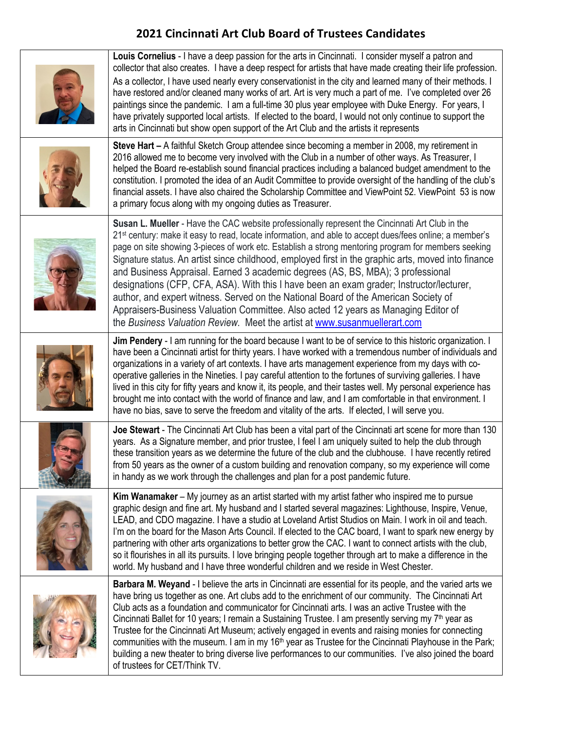# 2021 Cincinnati Art Club Board of Trustees Candidates

**Louis Cornelius** - I have a deep passion for the arts in Cincinnati. I consider myself a patron and collector that also creates. I have a deep respect for artists that have made creating their life profession. As a collector, I have used nearly every conservationist in the city and learned many of their methods. I have restored and/or cleaned many works of art. Art is very much a part of me. I've completed over 26 paintings since the pandemic. I am a full-time 30 plus year employee with Duke Energy. For years, I have privately supported local artists. If elected to the board, I would not only continue to support the arts in Cincinnati but show open support of the Art Club and the artists it represents

**Steve Hart –** A faithful Sketch Group attendee since becoming a member in 2008, my retirement in 2016 allowed me to become very involved with the Club in a number of other ways. As Treasurer, I helped the Board re-establish sound financial practices including a balanced budget amendment to the constitution. I promoted the idea of an Audit Committee to provide oversight of the handling of the club's financial assets. I have also chaired the Scholarship Committee and ViewPoint 52. ViewPoint 53 is now a primary focus along with my ongoing duties as Treasurer.

**Susan L. Mueller** - Have the CAC website professionally represent the Cincinnati Art Club in the 21st century: make it easy to read, locate information, and able to accept dues/fees online; a member's page on site showing 3-pieces of work etc. Establish a strong mentoring program for members seeking Signature status. An artist since childhood, employed first in the graphic arts, moved into finance and Business Appraisal. Earned 3 academic degrees (AS, BS, MBA); 3 professional designations (CFP, CFA, ASA). With this I have been an exam grader; Instructor/lecturer, author, and expert witness. Served on the National Board of the American Society of Appraisers-Business Valuation Committee. Also acted 12 years as Managing Editor of the *Business Valuation Review*. Meet the artist at [www.susanmuellerart.com](http://www.susanmuellerart.com)

**Jim Pendery** - I am running for the board because I want to be of service to this historic organization. I have been a Cincinnati artist for thirty years. I have worked with a tremendous number of individuals and organizations in a variety of art contexts. I have arts management experience from my days with co-operative galleries in the Nineties. I pay careful attention to the fortunes of surviving galleries. I have lived in this city for fifty years and know it, its people, and their tastes well. My personal experience has brought me into contact with the world of finance and law, and I am comfortable in that environment. I have no bias, save to serve the freedom and vitality of the arts. If elected, I will serve you.

**Joe Stewart** - The Cincinnati Art Club has been a vital part of the Cincinnati art scene for more than 130 years. As a Signature member, and prior trustee, I feel I am uniquely suited to help the club through these transition years as we determine the future of the club and the clubhouse. I have recently retired from 50 years as the owner of a custom building and renovation company, so my experience will come in handy as we work through the challenges and plan for a post pandemic future.

**Kim Wanamaker** – My journey as an artist started with my artist father who inspired me to pursue graphic design and fine art. My husband and I started several magazines: Lighthouse, Inspire, Venue, LEAD, and CDO magazine. I have a studio at Loveland Artist Studios on Main. I work in oil and teach. I'm on the board for the Mason Arts Council. If elected to the CAC board, I want to spark new energy by partnering with other arts organizations to better grow the CAC. I want to connect artists with the club, so it flourishes in all its pursuits. I love bringing people together through art to make a difference in the world. My husband and I have three wonderful children and we reside in West Chester.

**Barbara M. Weyand** - I believe the arts in Cincinnati are essential for its people, and the varied arts we have bring us together as one. Art clubs add to the enrichment of our community. The Cincinnati Art Club acts as a foundation and communicator for Cincinnati arts. I was an active Trustee with the Cincinnati Ballet for 10 years; I remain a Sustaining Trustee. I am presently serving my 7th year as Trustee for the Cincinnati Art Museum; actively engaged in events and raising monies for connecting communities with the museum. I am in my 16th year as Trustee for the Cincinnati Playhouse in the Park; building a new theater to bring diverse live performances to our communities. I've also joined the board of trustees for CET/Think TV.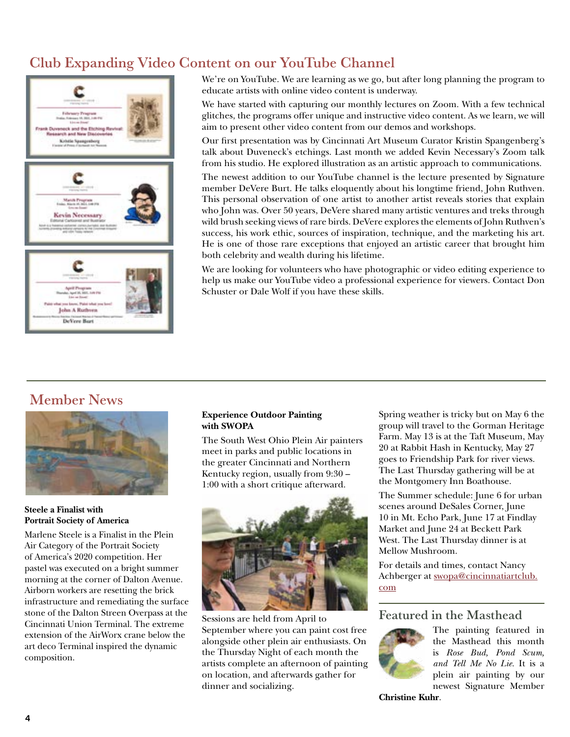## Club Expanding Video Content on our YouTube Channel

We're on YouTube. We are learning as we go, but after long planning the program to educate artists with online video content is underway.

We have started with capturing our monthly lectures on Zoom. With a few technical glitches, the programs offer unique and instructive video content. As we learn, we will aim to present other video content from our demos and workshops.

Our first presentation was by Cincinnati Art Museum Curator Kristin Spangenberg's talk about Duveneck's etchings. Last month we added Kevin Necessary's Zoom talk from his studio. He explored illustration as an artistic approach to communications.

The newest addition to our YouTube channel is the lecture presented by Signature member DeVere Burt. He talks eloquently about his longtime friend, John Ruthven. This personal observation of one artist to another artist reveals stories that explain who John was. Over 50 years, DeVere shared many artistic ventures and treks through wild brush seeking views of rare birds. DeVere explores the elements of John Ruthven's success, his work ethic, sources of inspiration, technique, and the marketing his art. He is one of those rare exceptions that enjoyed an artistic career that brought him both celebrity and wealth during his lifetime.

We are looking for volunteers who have photographic or video editing experience to help us make our YouTube video a professional experience for viewers. Contact Don Schuster or Dale Wolf if you have these skills.

## Member News

**Steele a Finalist with Portrait Society of America**

Marlene Steele is a Finalist in the Plein Air Category of the Portrait Society of America's 2020 competition. Her pastel was executed on a bright summer morning at the corner of Dalton Avenue. Airborn workers are resetting the brick infrastructure and remediating the surface stone of the Dalton Streen Overpass at the Cincinnati Union Terminal. The extreme extension of the AirWorx crane below the art deco Terminal inspired the dynamic composition.

**Experience Outdoor Painting with SWOPA**

The South West Ohio Plein Air painters meet in parks and public locations in the greater Cincinnati and Northern Kentucky region, usually from 9:30 – 1:00 with a short critique afterward.

Sessions are held from April to September where you can paint cost free alongside other plein air enthusiasts. On the Thursday Night of each month the artists complete an afternoon of painting on location, and afterwards gather for dinner and socializing.

Spring weather is tricky but on May 6 the group will travel to the Gorman Heritage Farm. May 13 is at the Taft Museum, May 20 at Rabbit Hash in Kentucky, May 27 goes to Friendship Park for river views. The Last Thursday gathering will be at the Montgomery Inn Boathouse.

The Summer schedule: June 6 for urban scenes around DeSales Corner, June 10 in Mt. Echo Park, June 17 at Findlay Market and June 24 at Beckett Park West. The Last Thursday dinner is at Mellow Mushroom.

For details and times, contact Nancy Achberger at swopa@cincinnatiartclub.com

## Featured in the Masthead

The painting featured in the Masthead this month is *Rose Bud, Pond Scum, and Tell Me No Lie.* It is a plein air painting by our newest Signature Member **Christine Kuhr**.